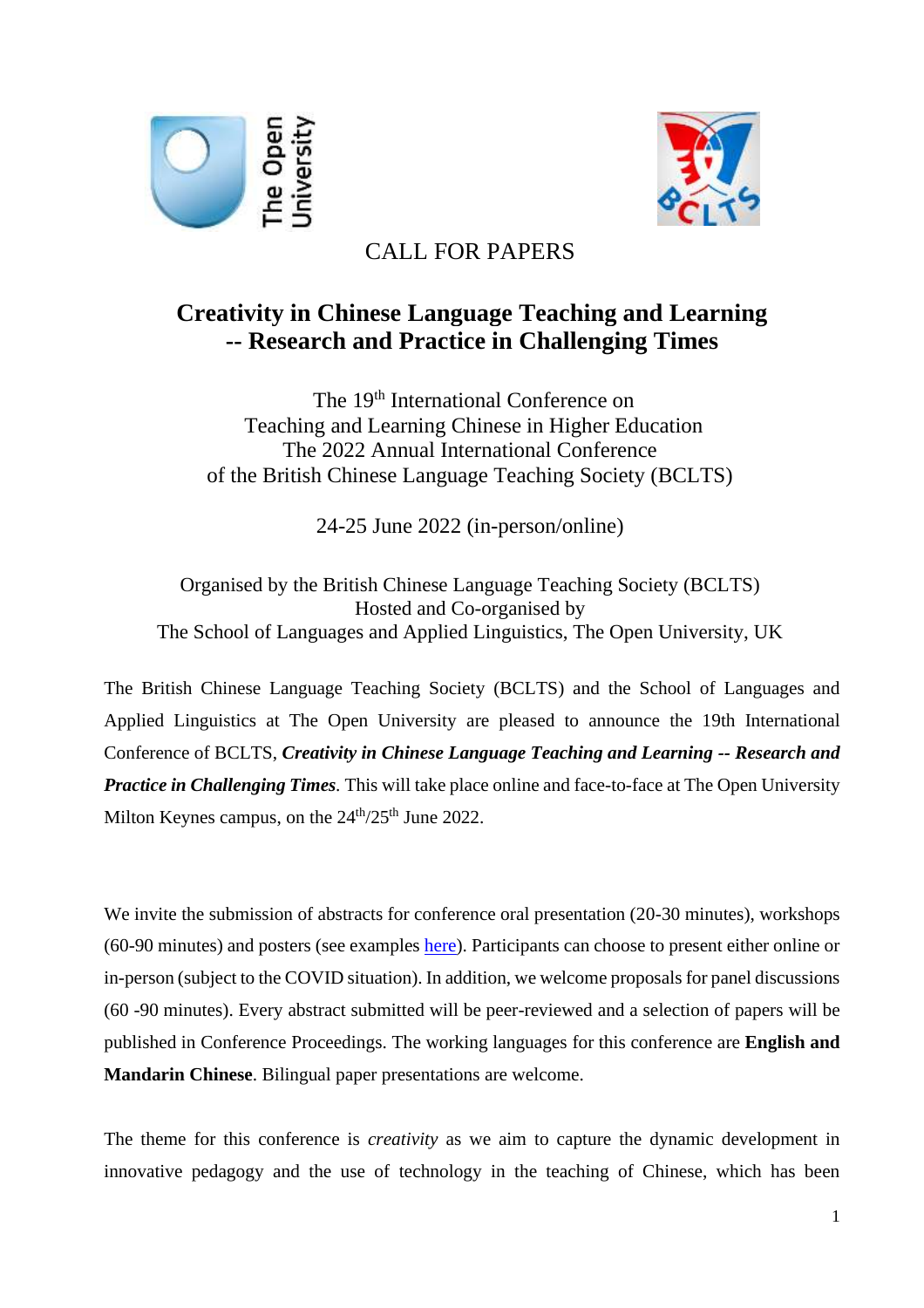CALL FOR PAPERS

# Creativity in Chinese Language Teaching and Learning -- Research and Practice in Challenging Times

The 19th International Conference on
Teaching and Learning Chinese in Higher Education
The 2022 Annual International Conference
of the British Chinese Language Teaching Society (BCLTS)

24-25 June 2022 (in-person/online)

Organised by the British Chinese Language Teaching Society (BCLTS)
Hosted and Co-organised by
The School of Languages and Applied Linguistics, The Open University, UK

The British Chinese Language Teaching Society (BCLTS) and the School of Languages and Applied Linguistics at The Open University are pleased to announce the 19th International Conference of BCLTS, ***Creativity in Chinese Language Teaching and Learning -- Research and Practice in Challenging Times***. This will take place online and face-to-face at The Open University Milton Keynes campus, on the 24th/25th June 2022.

We invite the submission of abstracts for conference oral presentation (20-30 minutes), workshops (60-90 minutes) and posters (see examples here). Participants can choose to present either online or in-person (subject to the COVID situation). In addition, we welcome proposals for panel discussions (60 -90 minutes). Every abstract submitted will be peer-reviewed and a selection of papers will be published in Conference Proceedings. The working languages for this conference are **English and Mandarin Chinese**. Bilingual paper presentations are welcome.

The theme for this conference is *creativity* as we aim to capture the dynamic development in innovative pedagogy and the use of technology in the teaching of Chinese, which has been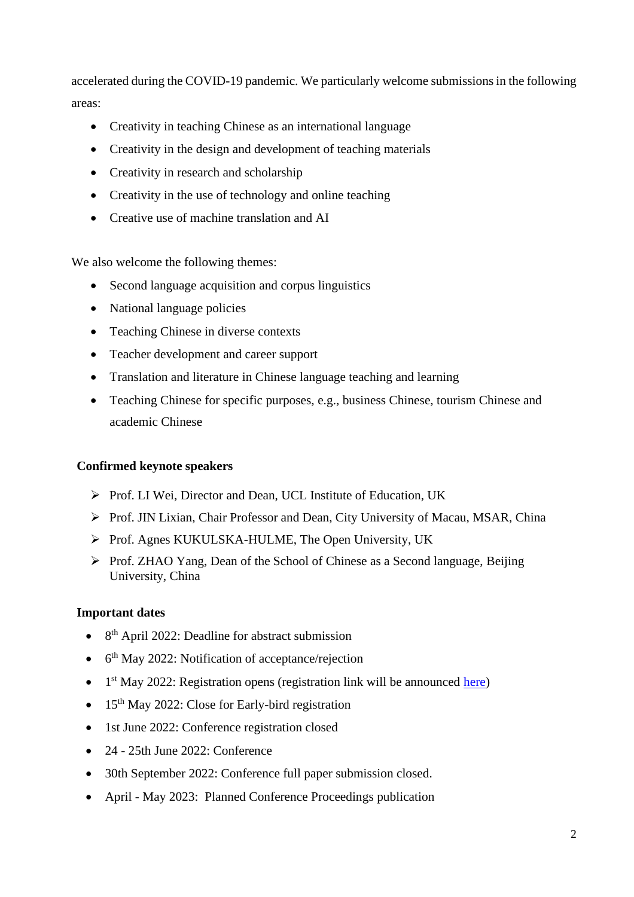accelerated during the COVID-19 pandemic. We particularly welcome submissions in the following areas:

- Creativity in teaching Chinese as an international language
- Creativity in the design and development of teaching materials
- Creativity in research and scholarship
- Creativity in the use of technology and online teaching
- Creative use of machine translation and AI

We also welcome the following themes:

- Second language acquisition and corpus linguistics
- National language policies
- Teaching Chinese in diverse contexts
- Teacher development and career support
- Translation and literature in Chinese language teaching and learning
- Teaching Chinese for specific purposes, e.g., business Chinese, tourism Chinese and academic Chinese

**Confirmed keynote speakers**

- Prof. LI Wei, Director and Dean, UCL Institute of Education, UK
- Prof. JIN Lixian, Chair Professor and Dean, City University of Macau, MSAR, China
- Prof. Agnes KUKULSKA-HULME, The Open University, UK
- Prof. ZHAO Yang, Dean of the School of Chinese as a Second language, Beijing University, China

**Important dates**

- 8th April 2022: Deadline for abstract submission
- 6th May 2022: Notification of acceptance/rejection
- 1st May 2022: Registration opens (registration link will be announced [here](#))
- 15th May 2022: Close for Early-bird registration
- 1st June 2022: Conference registration closed
- 24 - 25th June 2022: Conference
- 30th September 2022: Conference full paper submission closed.
- April - May 2023: Planned Conference Proceedings publication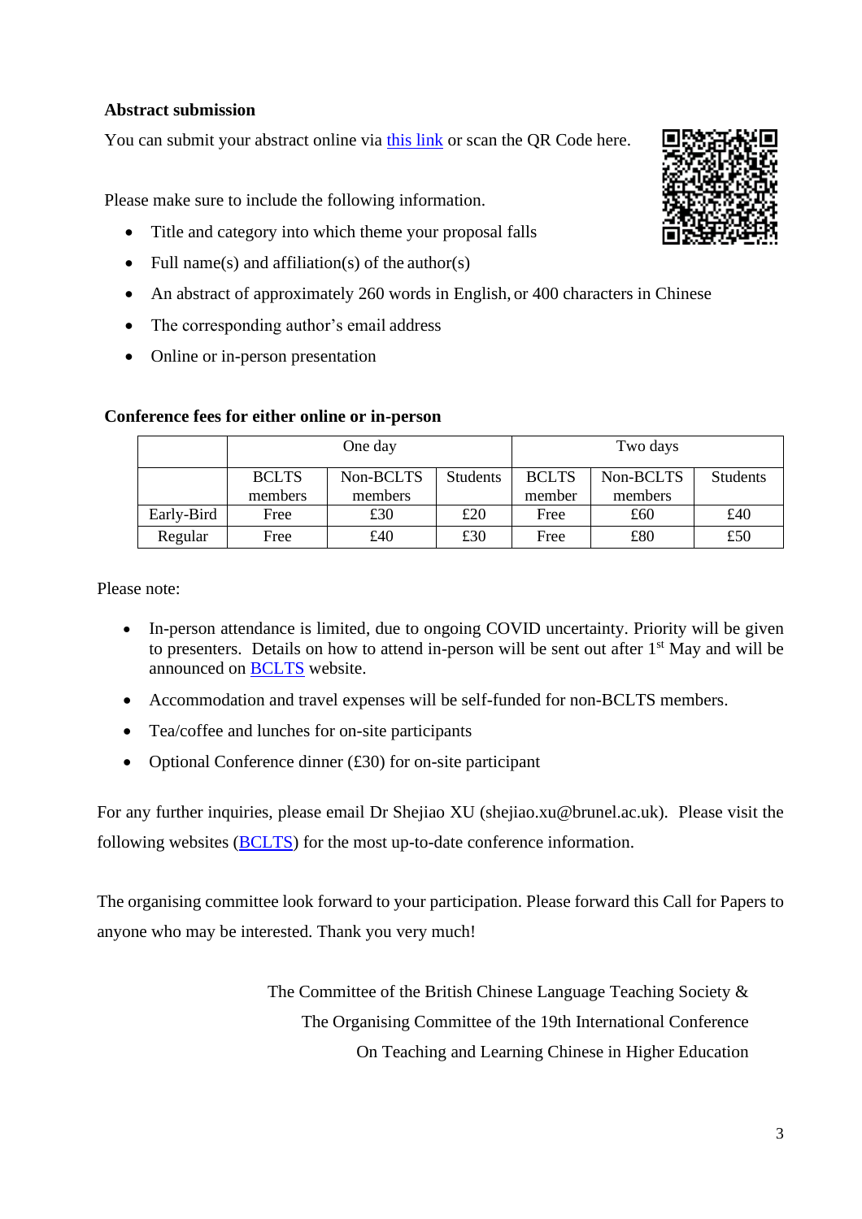**Abstract submission**

You can submit your abstract online via this link or scan the QR Code here.

Please make sure to include the following information.

- Title and category into which theme your proposal falls
- Full name(s) and affiliation(s) of the author(s)
- An abstract of approximately 260 words in English, or 400 characters in Chinese
- The corresponding author's email address
- Online or in-person presentation

**Conference fees for either online or in-person**

| | One day | | | Two days | | |
|---|---|---|---|---|---|---|
| | BCLTS members | Non-BCLTS members | Students | BCLTS member | Non-BCLTS members | Students |
| Early-Bird | Free | £30 | £20 | Free | £60 | £40 |
| Regular | Free | £40 | £30 | Free | £80 | £50 |

Please note:

- In-person attendance is limited, due to ongoing COVID uncertainty. Priority will be given to presenters. Details on how to attend in-person will be sent out after 1st May and will be announced on BCLTS website.
- Accommodation and travel expenses will be self-funded for non-BCLTS members.
- Tea/coffee and lunches for on-site participants
- Optional Conference dinner (£30) for on-site participant

For any further inquiries, please email Dr Shejiao XU (shejiao.xu@brunel.ac.uk). Please visit the following websites (BCLTS) for the most up-to-date conference information.

The organising committee look forward to your participation. Please forward this Call for Papers to anyone who may be interested. Thank you very much!

The Committee of the British Chinese Language Teaching Society &
The Organising Committee of the 19th International Conference
On Teaching and Learning Chinese in Higher Education